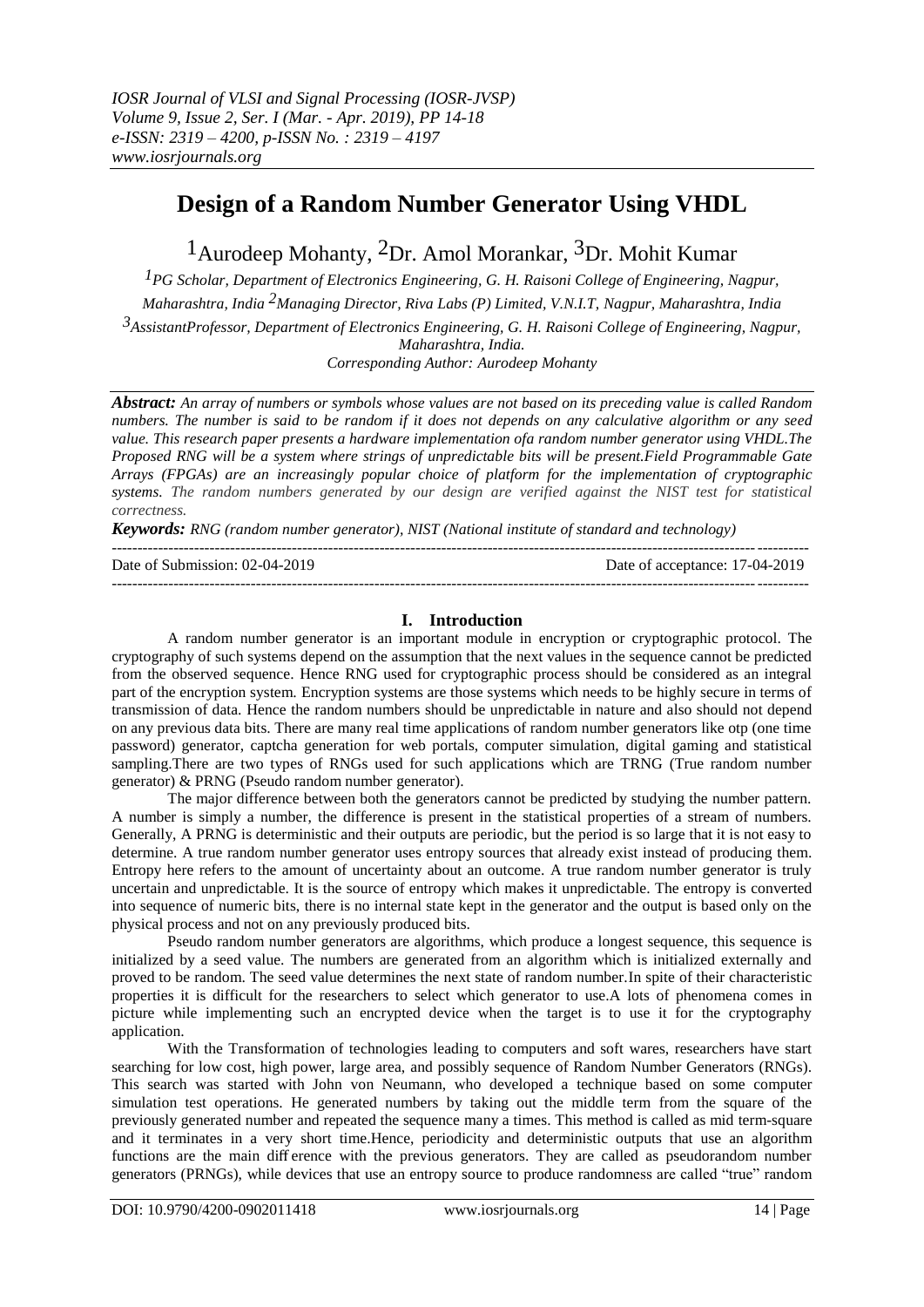# Design of a Random Number Generator Using VHDL

[1]Aurodeep Mohanty, [2]Dr. Amol Morankar, [3]Dr. Mohit Kumar

[1]*PG Scholar, Department of Electronics Engineering, G. H. Raisoni College of Engineering, Nagpur, Maharashtra, India* [2]*Managing Director, Riva Labs (P) Limited, V.N.I.T, Nagpur, Maharashtra, India*

[3]*AssistantProfessor, Department of Electronics Engineering, G. H. Raisoni College of Engineering, Nagpur, Maharashtra, India.*

*Corresponding Author: Aurodeep Mohanty*

***Abstract:*** *An array of numbers or symbols whose values are not based on its preceding value is called Random numbers. The number is said to be random if it does not depends on any calculative algorithm or any seed value. This research paper presents a hardware implementation ofa random number generator using VHDL.The Proposed RNG will be a system where strings of unpredictable bits will be present.Field Programmable Gate Arrays (FPGAs) are an increasingly popular choice of platform for the implementation of cryptographic systems. The random numbers generated by our design are verified against the NIST test for statistical correctness.*

***Keywords:*** *RNG (random number generator), NIST (National institute of standard and technology)*

---

Date of Submission: 02-04-2019 Date of acceptance: 17-04-2019

---

## I. Introduction

A random number generator is an important module in encryption or cryptographic protocol. The cryptography of such systems depend on the assumption that the next values in the sequence cannot be predicted from the observed sequence. Hence RNG used for cryptographic process should be considered as an integral part of the encryption system. Encryption systems are those systems which needs to be highly secure in terms of transmission of data. Hence the random numbers should be unpredictable in nature and also should not depend on any previous data bits. There are many real time applications of random number generators like otp (one time password) generator, captcha generation for web portals, computer simulation, digital gaming and statistical sampling.There are two types of RNGs used for such applications which are TRNG (True random number generator) & PRNG (Pseudo random number generator).

The major difference between both the generators cannot be predicted by studying the number pattern. A number is simply a number, the difference is present in the statistical properties of a stream of numbers. Generally, A PRNG is deterministic and their outputs are periodic, but the period is so large that it is not easy to determine. A true random number generator uses entropy sources that already exist instead of producing them. Entropy here refers to the amount of uncertainty about an outcome. A true random number generator is truly uncertain and unpredictable. It is the source of entropy which makes it unpredictable. The entropy is converted into sequence of numeric bits, there is no internal state kept in the generator and the output is based only on the physical process and not on any previously produced bits.

Pseudo random number generators are algorithms, which produce a longest sequence, this sequence is initialized by a seed value. The numbers are generated from an algorithm which is initialized externally and proved to be random. The seed value determines the next state of random number.In spite of their characteristic properties it is difficult for the researchers to select which generator to use.A lots of phenomena comes in picture while implementing such an encrypted device when the target is to use it for the cryptography application.

With the Transformation of technologies leading to computers and soft wares, researchers have start searching for low cost, high power, large area, and possibly sequence of Random Number Generators (RNGs). This search was started with John von Neumann, who developed a technique based on some computer simulation test operations. He generated numbers by taking out the middle term from the square of the previously generated number and repeated the sequence many a times. This method is called as mid term-square and it terminates in a very short time.Hence, periodicity and deterministic outputs that use an algorithm functions are the main diff erence with the previous generators. They are called as pseudorandom number generators (PRNGs), while devices that use an entropy source to produce randomness are called "true" random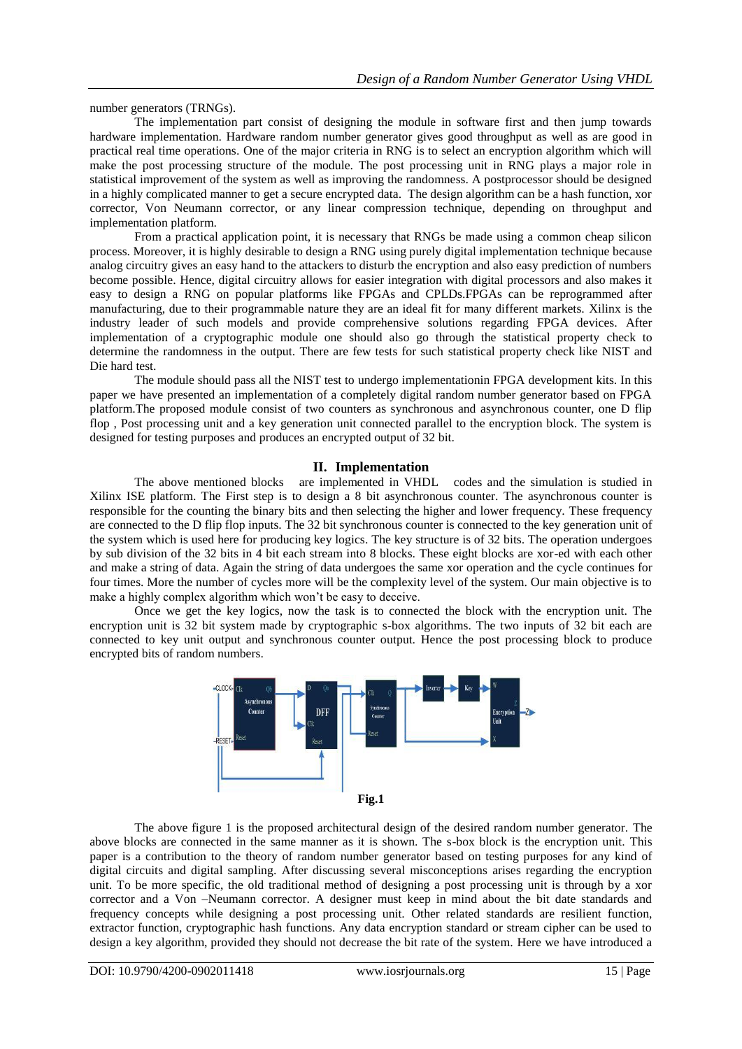number generators (TRNGs).

The implementation part consist of designing the module in software first and then jump towards hardware implementation. Hardware random number generator gives good throughput as well as are good in practical real time operations. One of the major criteria in RNG is to select an encryption algorithm which will make the post processing structure of the module. The post processing unit in RNG plays a major role in statistical improvement of the system as well as improving the randomness. A postprocessor should be designed in a highly complicated manner to get a secure encrypted data. The design algorithm can be a hash function, xor corrector, Von Neumann corrector, or any linear compression technique, depending on throughput and implementation platform.

From a practical application point, it is necessary that RNGs be made using a common cheap silicon process. Moreover, it is highly desirable to design a RNG using purely digital implementation technique because analog circuitry gives an easy hand to the attackers to disturb the encryption and also easy prediction of numbers become possible. Hence, digital circuitry allows for easier integration with digital processors and also makes it easy to design a RNG on popular platforms like FPGAs and CPLDs.FPGAs can be reprogrammed after manufacturing, due to their programmable nature they are an ideal fit for many different markets. Xilinx is the industry leader of such models and provide comprehensive solutions regarding FPGA devices. After implementation of a cryptographic module one should also go through the statistical property check to determine the randomness in the output. There are few tests for such statistical property check like NIST and Die hard test.

The module should pass all the NIST test to undergo implementationin FPGA development kits. In this paper we have presented an implementation of a completely digital random number generator based on FPGA platform.The proposed module consist of two counters as synchronous and asynchronous counter, one D flip flop , Post processing unit and a key generation unit connected parallel to the encryption block. The system is designed for testing purposes and produces an encrypted output of 32 bit.

## II. Implementation

The above mentioned blocks are implemented in VHDL codes and the simulation is studied in Xilinx ISE platform. The First step is to design a 8 bit asynchronous counter. The asynchronous counter is responsible for the counting the binary bits and then selecting the higher and lower frequency. These frequency are connected to the D flip flop inputs. The 32 bit synchronous counter is connected to the key generation unit of the system which is used here for producing key logics. The key structure is of 32 bits. The operation undergoes by sub division of the 32 bits in 4 bit each stream into 8 blocks. These eight blocks are xor-ed with each other and make a string of data. Again the string of data undergoes the same xor operation and the cycle continues for four times. More the number of cycles more will be the complexity level of the system. Our main objective is to make a highly complex algorithm which won't be easy to deceive.

Once we get the key logics, now the task is to connected the block with the encryption unit. The encryption unit is 32 bit system made by cryptographic s-box algorithms. The two inputs of 32 bit each are connected to key unit output and synchronous counter output. Hence the post processing block to produce encrypted bits of random numbers.

**Fig.1**

The above figure 1 is the proposed architectural design of the desired random number generator. The above blocks are connected in the same manner as it is shown. The s-box block is the encryption unit. This paper is a contribution to the theory of random number generator based on testing purposes for any kind of digital circuits and digital sampling. After discussing several misconceptions arises regarding the encryption unit. To be more specific, the old traditional method of designing a post processing unit is through by a xor corrector and a Von –Neumann corrector. A designer must keep in mind about the bit date standards and frequency concepts while designing a post processing unit. Other related standards are resilient function, extractor function, cryptographic hash functions. Any data encryption standard or stream cipher can be used to design a key algorithm, provided they should not decrease the bit rate of the system. Here we have introduced a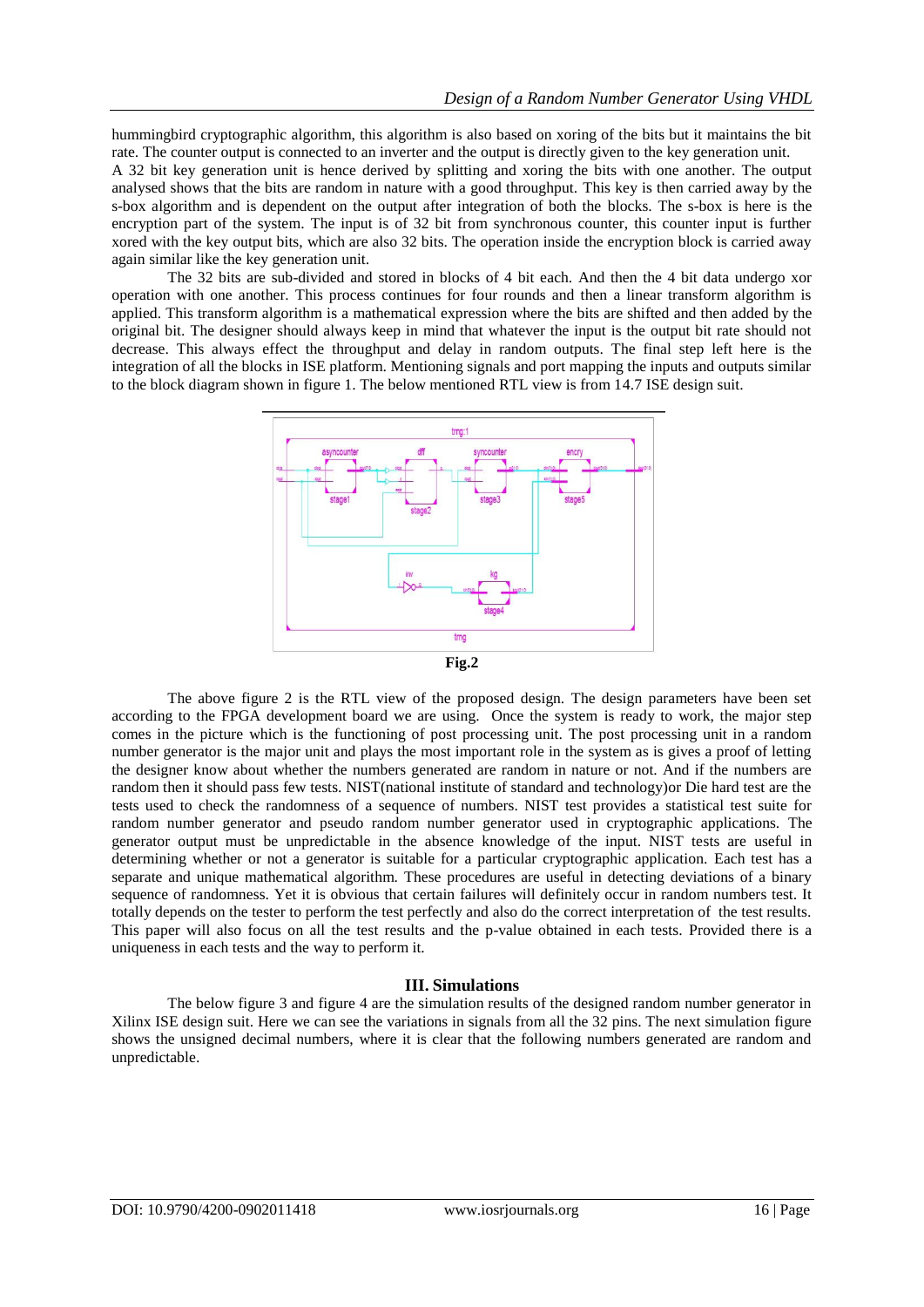hummingbird cryptographic algorithm, this algorithm is also based on xoring of the bits but it maintains the bit rate. The counter output is connected to an inverter and the output is directly given to the key generation unit.

A 32 bit key generation unit is hence derived by splitting and xoring the bits with one another. The output analysed shows that the bits are random in nature with a good throughput. This key is then carried away by the s-box algorithm and is dependent on the output after integration of both the blocks. The s-box is here is the encryption part of the system. The input is of 32 bit from synchronous counter, this counter input is further xored with the key output bits, which are also 32 bits. The operation inside the encryption block is carried away again similar like the key generation unit.

The 32 bits are sub-divided and stored in blocks of 4 bit each. And then the 4 bit data undergo xor operation with one another. This process continues for four rounds and then a linear transform algorithm is applied. This transform algorithm is a mathematical expression where the bits are shifted and then added by the original bit. The designer should always keep in mind that whatever the input is the output bit rate should not decrease. This always effect the throughput and delay in random outputs. The final step left here is the integration of all the blocks in ISE platform. Mentioning signals and port mapping the inputs and outputs similar to the block diagram shown in figure 1. The below mentioned RTL view is from 14.7 ISE design suit.

**Fig.2**

The above figure 2 is the RTL view of the proposed design. The design parameters have been set according to the FPGA development board we are using. Once the system is ready to work, the major step comes in the picture which is the functioning of post processing unit. The post processing unit in a random number generator is the major unit and plays the most important role in the system as is gives a proof of letting the designer know about whether the numbers generated are random in nature or not. And if the numbers are random then it should pass few tests. NIST(national institute of standard and technology)or Die hard test are the tests used to check the randomness of a sequence of numbers. NIST test provides a statistical test suite for random number generator and pseudo random number generator used in cryptographic applications. The generator output must be unpredictable in the absence knowledge of the input. NIST tests are useful in determining whether or not a generator is suitable for a particular cryptographic application. Each test has a separate and unique mathematical algorithm. These procedures are useful in detecting deviations of a binary sequence of randomness. Yet it is obvious that certain failures will definitely occur in random numbers test. It totally depends on the tester to perform the test perfectly and also do the correct interpretation of the test results. This paper will also focus on all the test results and the p-value obtained in each tests. Provided there is a uniqueness in each tests and the way to perform it.

## III. Simulations

The below figure 3 and figure 4 are the simulation results of the designed random number generator in Xilinx ISE design suit. Here we can see the variations in signals from all the 32 pins. The next simulation figure shows the unsigned decimal numbers, where it is clear that the following numbers generated are random and unpredictable.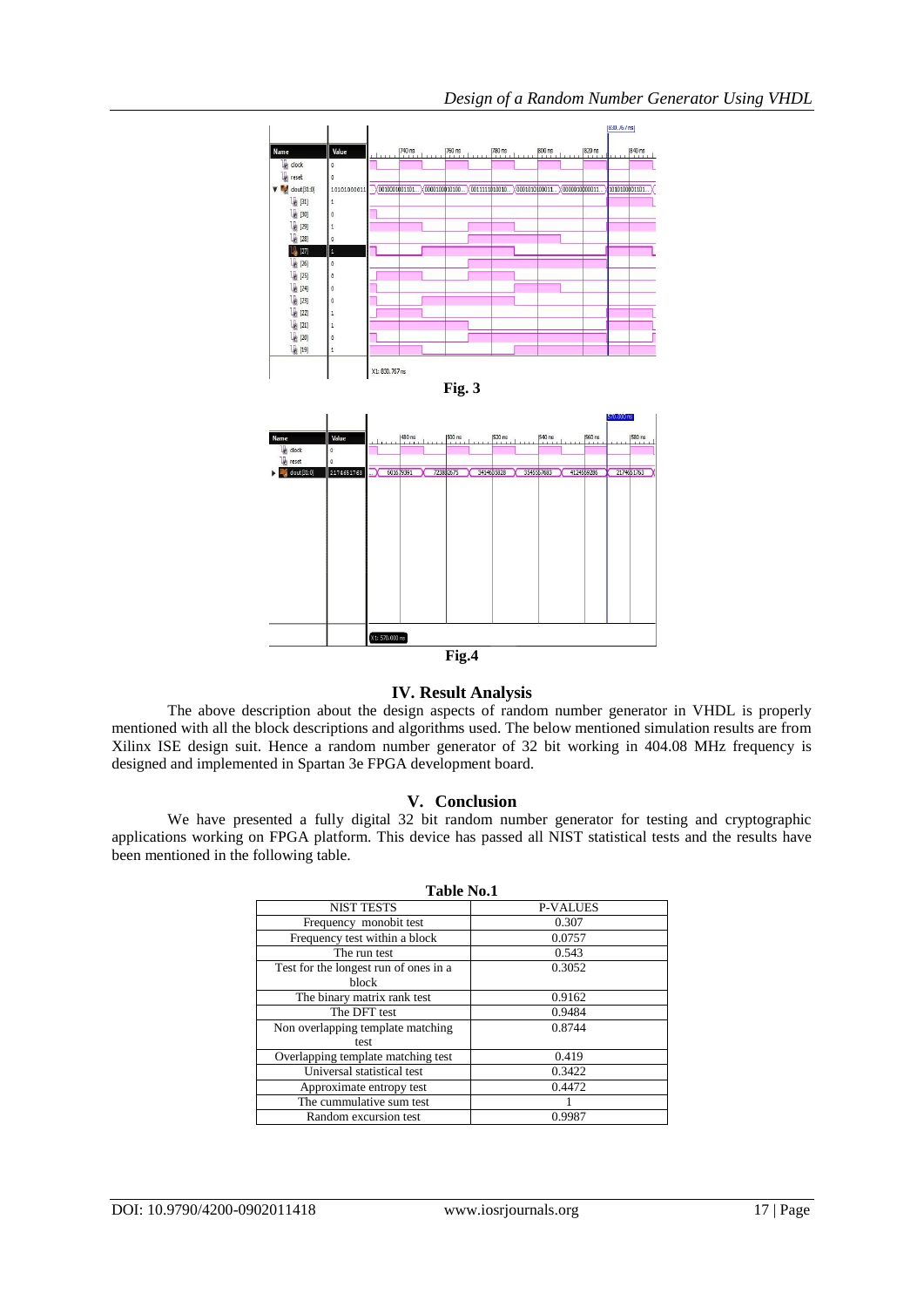Fig. 3

Fig.4

## IV. Result Analysis

The above description about the design aspects of random number generator in VHDL is properly mentioned with all the block descriptions and algorithms used. The below mentioned simulation results are from Xilinx ISE design suit. Hence a random number generator of 32 bit working in 404.08 MHz frequency is designed and implemented in Spartan 3e FPGA development board.

## V. Conclusion

We have presented a fully digital 32 bit random number generator for testing and cryptographic applications working on FPGA platform. This device has passed all NIST statistical tests and the results have been mentioned in the following table.

**Table No.1**

| NIST TESTS | P-VALUES |
|---|---|
| Frequency monobit test | 0.307 |
| Frequency test within a block | 0.0757 |
| The run test | 0.543 |
| Test for the longest run of ones in a block | 0.3052 |
| The binary matrix rank test | 0.9162 |
| The DFT test | 0.9484 |
| Non overlapping template matching test | 0.8744 |
| Overlapping template matching test | 0.419 |
| Universal statistical test | 0.3422 |
| Approximate entropy test | 0.4472 |
| The cummulative sum test | 1 |
| Random excursion test | 0.9987 |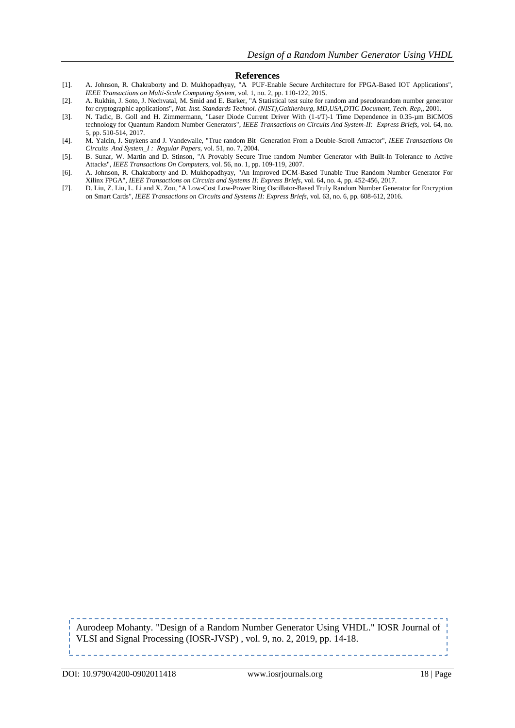## References

[1]. A. Johnson, R. Chakraborty and D. Mukhopadhyay, "A PUF-Enable Secure Architecture for FPGA-Based IOT Applications", *IEEE Transactions on Multi-Scale Computing System*, vol. 1, no. 2, pp. 110-122, 2015.

[2]. A. Rukhin, J. Soto, J. Nechvatal, M. Smid and E. Barker, "A Statistical test suite for random and pseudorandom number generator for cryptographic applications", *Nat. Inst. Standards Technol. (NIST),Gaitherburg, MD,USA,DTIC Document, Tech. Rep*,, 2001.

[3]. N. Tadic, B. Goll and H. Zimmermann, "Laser Diode Current Driver With (1-t/T)-1 Time Dependence in 0.35-µm BiCMOS technology for Quantum Random Number Generators", *IEEE Transactions on Circuits And System-II: Express Briefs*, vol. 64, no. 5, pp. 510-514, 2017.

[4]. M. Yalcin, J. Suykens and J. Vandewalle, "True random Bit Generation From a Double-Scroll Attractor", *IEEE Transactions On Circuits And System_I : Regular Papers*, vol. 51, no. 7, 2004.

[5]. B. Sunar, W. Martin and D. Stinson, "A Provably Secure True random Number Generator with Built-In Tolerance to Active Attacks", *IEEE Transactions On Computers*, vol. 56, no. 1, pp. 109-119, 2007.

[6]. A. Johnson, R. Chakraborty and D. Mukhopadhyay, "An Improved DCM-Based Tunable True Random Number Generator For Xilinx FPGA", *IEEE Transactions on Circuits and Systems II: Express Briefs*, vol. 64, no. 4, pp. 452-456, 2017.

[7]. D. Liu, Z. Liu, L. Li and X. Zou, "A Low-Cost Low-Power Ring Oscillator-Based Truly Random Number Generator for Encryption on Smart Cards", *IEEE Transactions on Circuits and Systems II: Express Briefs*, vol. 63, no. 6, pp. 608-612, 2016.

Aurodeep Mohanty. "Design of a Random Number Generator Using VHDL." IOSR Journal of VLSI and Signal Processing (IOSR-JVSP) , vol. 9, no. 2, 2019, pp. 14-18.